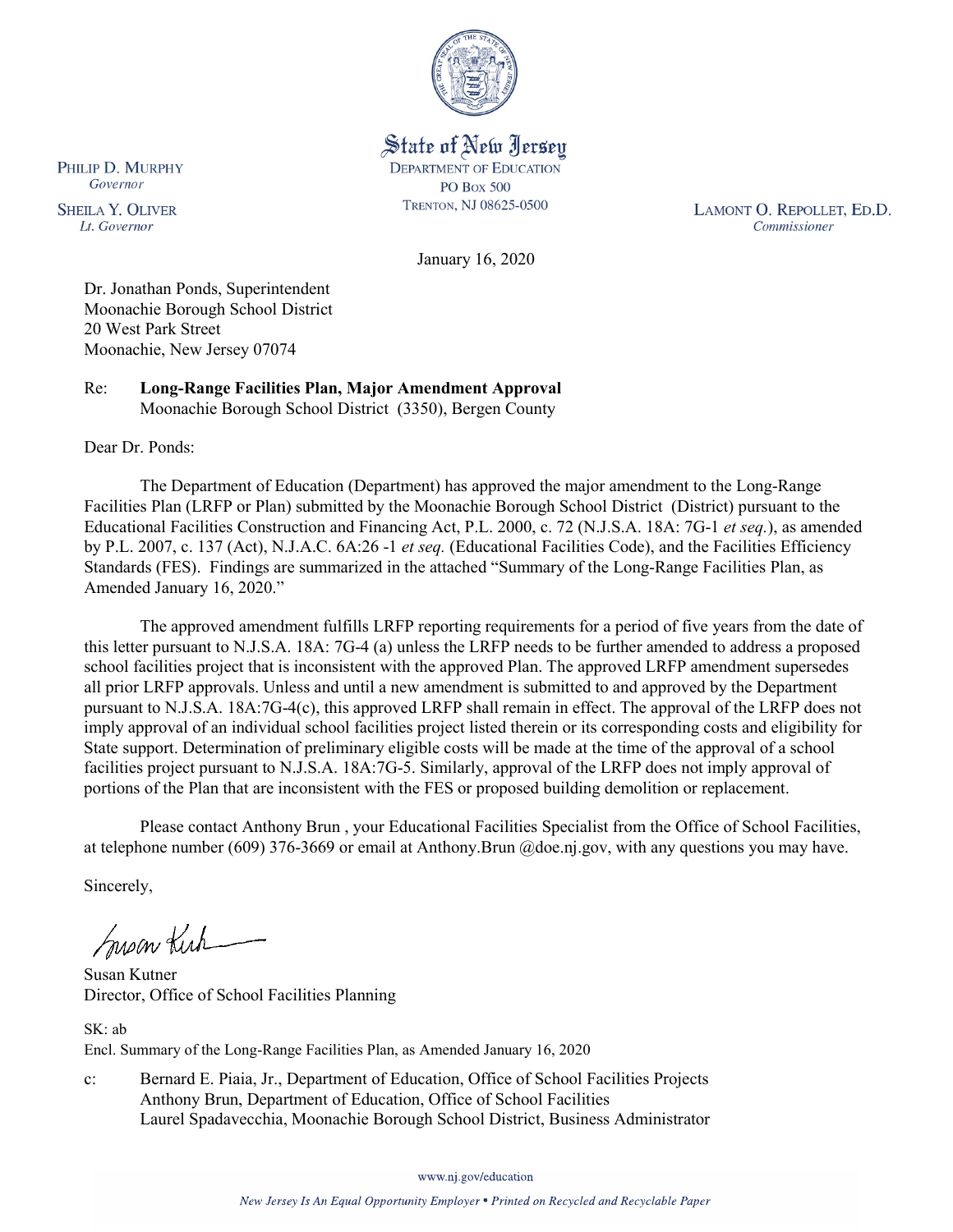State of New Jersey
DEPARTMENT OF EDUCATION
PO Box 500
TRENTON, NJ 08625-0500

PHILIP D. MURPHY
*Governor*

SHEILA Y. OLIVER
*Lt. Governor*

LAMONT O. REPOLLET, ED.D.
*Commissioner*

January 16, 2020

Dr. Jonathan Ponds, Superintendent
Moonachie Borough School District
20 West Park Street
Moonachie, New Jersey 07074

Re: **Long-Range Facilities Plan, Major Amendment Approval**
Moonachie Borough School District (3350), Bergen County

Dear Dr. Ponds:

The Department of Education (Department) has approved the major amendment to the Long-Range Facilities Plan (LRFP or Plan) submitted by the Moonachie Borough School District (District) pursuant to the Educational Facilities Construction and Financing Act, P.L. 2000, c. 72 (N.J.S.A. 18A: 7G-1 *et seq.*), as amended by P.L. 2007, c. 137 (Act), N.J.A.C. 6A:26 -1 *et seq.* (Educational Facilities Code), and the Facilities Efficiency Standards (FES). Findings are summarized in the attached "Summary of the Long-Range Facilities Plan, as Amended January 16, 2020."

The approved amendment fulfills LRFP reporting requirements for a period of five years from the date of this letter pursuant to N.J.S.A. 18A: 7G-4 (a) unless the LRFP needs to be further amended to address a proposed school facilities project that is inconsistent with the approved Plan. The approved LRFP amendment supersedes all prior LRFP approvals. Unless and until a new amendment is submitted to and approved by the Department pursuant to N.J.S.A. 18A:7G-4(c), this approved LRFP shall remain in effect. The approval of the LRFP does not imply approval of an individual school facilities project listed therein or its corresponding costs and eligibility for State support. Determination of preliminary eligible costs will be made at the time of the approval of a school facilities project pursuant to N.J.S.A. 18A:7G-5. Similarly, approval of the LRFP does not imply approval of portions of the Plan that are inconsistent with the FES or proposed building demolition or replacement.

Please contact Anthony Brun , your Educational Facilities Specialist from the Office of School Facilities, at telephone number (609) 376-3669 or email at Anthony.Brun @doe.nj.gov, with any questions you may have.

Sincerely,

Susan Kutner
Director, Office of School Facilities Planning

SK: ab
Encl. Summary of the Long-Range Facilities Plan, as Amended January 16, 2020

c: Bernard E. Piaia, Jr., Department of Education, Office of School Facilities Projects
Anthony Brun, Department of Education, Office of School Facilities
Laurel Spadavecchia, Moonachie Borough School District, Business Administrator

www.nj.gov/education

*New Jersey Is An Equal Opportunity Employer • Printed on Recycled and Recyclable Paper*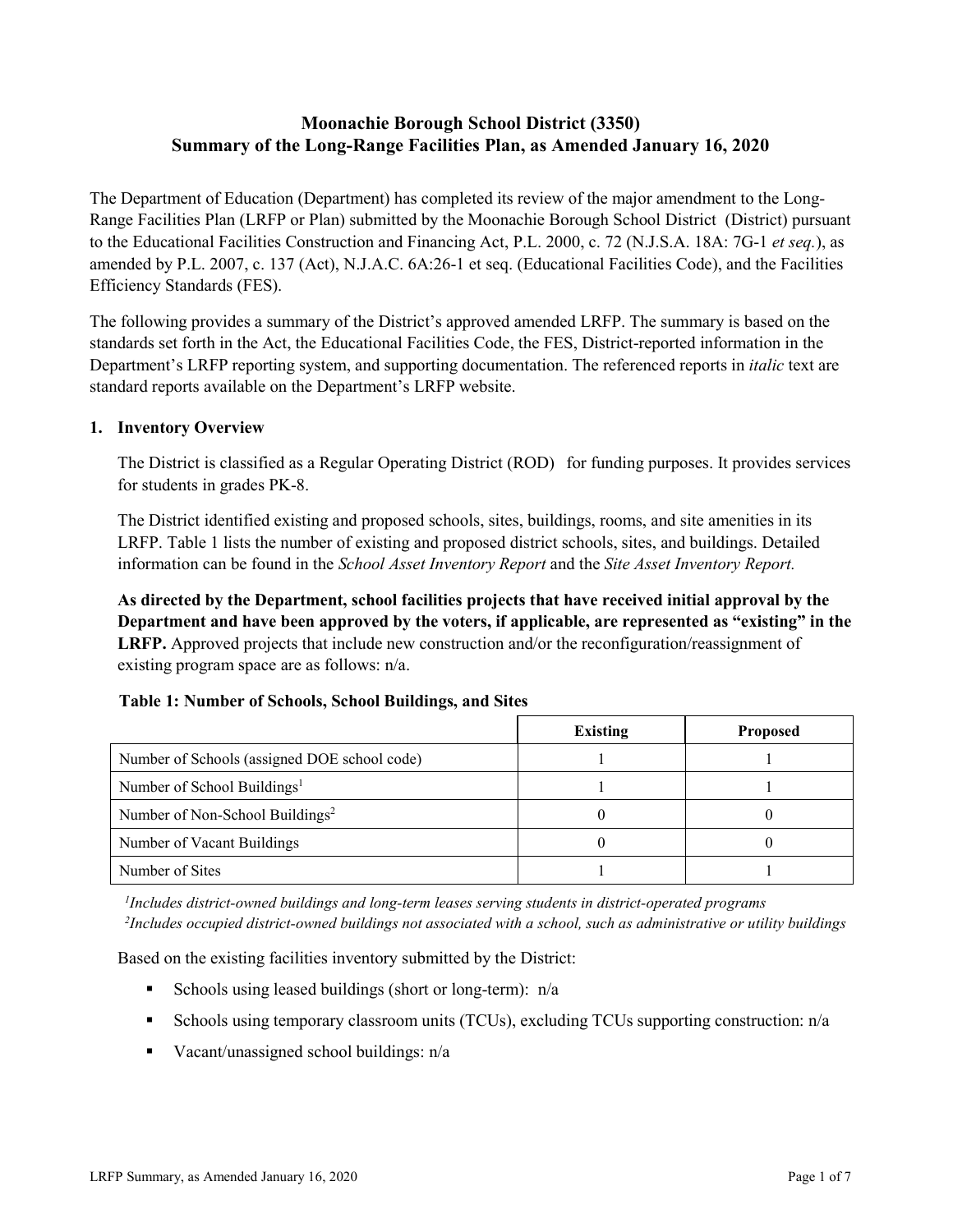# Moonachie Borough School District (3350)
# Summary of the Long-Range Facilities Plan, as Amended January 16, 2020

The Department of Education (Department) has completed its review of the major amendment to the Long-Range Facilities Plan (LRFP or Plan) submitted by the Moonachie Borough School District (District) pursuant to the Educational Facilities Construction and Financing Act, P.L. 2000, c. 72 (N.J.S.A. 18A: 7G-1 *et seq.*), as amended by P.L. 2007, c. 137 (Act), N.J.A.C. 6A:26-1 et seq. (Educational Facilities Code), and the Facilities Efficiency Standards (FES).

The following provides a summary of the District's approved amended LRFP. The summary is based on the standards set forth in the Act, the Educational Facilities Code, the FES, District-reported information in the Department's LRFP reporting system, and supporting documentation. The referenced reports in *italic* text are standard reports available on the Department's LRFP website.

## 1. Inventory Overview

The District is classified as a Regular Operating District (ROD) for funding purposes. It provides services for students in grades PK-8.

The District identified existing and proposed schools, sites, buildings, rooms, and site amenities in its LRFP. Table 1 lists the number of existing and proposed district schools, sites, and buildings. Detailed information can be found in the *School Asset Inventory Report* and the *Site Asset Inventory Report.*

**As directed by the Department, school facilities projects that have received initial approval by the Department and have been approved by the voters, if applicable, are represented as "existing" in the LRFP.** Approved projects that include new construction and/or the reconfiguration/reassignment of existing program space are as follows: n/a.

**Table 1: Number of Schools, School Buildings, and Sites**

| | Existing | Proposed |
|---|---|---|
| Number of Schools (assigned DOE school code) | 1 | 1 |
| Number of School Buildings[1] | 1 | 1 |
| Number of Non-School Buildings[2] | 0 | 0 |
| Number of Vacant Buildings | 0 | 0 |
| Number of Sites | 1 | 1 |

*[1]Includes district-owned buildings and long-term leases serving students in district-operated programs*
*[2]Includes occupied district-owned buildings not associated with a school, such as administrative or utility buildings*

Based on the existing facilities inventory submitted by the District:

- Schools using leased buildings (short or long-term): n/a
- Schools using temporary classroom units (TCUs), excluding TCUs supporting construction: n/a
- Vacant/unassigned school buildings: n/a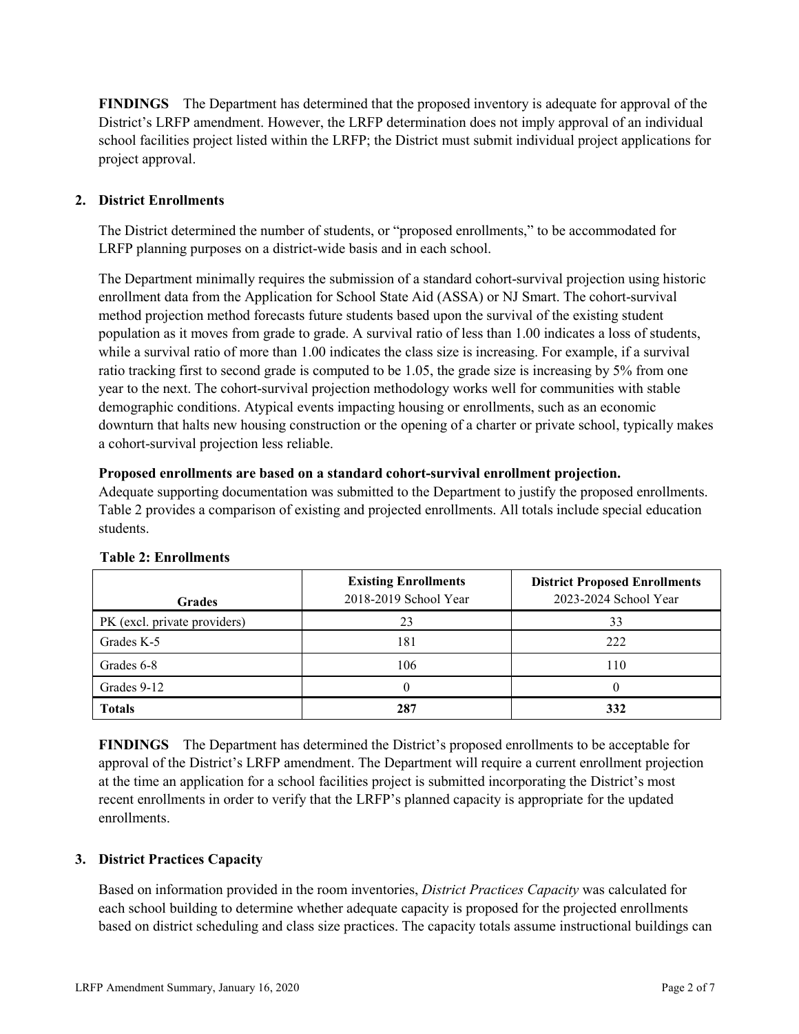**FINDINGS** The Department has determined that the proposed inventory is adequate for approval of the District's LRFP amendment. However, the LRFP determination does not imply approval of an individual school facilities project listed within the LRFP; the District must submit individual project applications for project approval.

## 2. District Enrollments

The District determined the number of students, or "proposed enrollments," to be accommodated for LRFP planning purposes on a district-wide basis and in each school.

The Department minimally requires the submission of a standard cohort-survival projection using historic enrollment data from the Application for School State Aid (ASSA) or NJ Smart. The cohort-survival method projection method forecasts future students based upon the survival of the existing student population as it moves from grade to grade. A survival ratio of less than 1.00 indicates a loss of students, while a survival ratio of more than 1.00 indicates the class size is increasing. For example, if a survival ratio tracking first to second grade is computed to be 1.05, the grade size is increasing by 5% from one year to the next. The cohort-survival projection methodology works well for communities with stable demographic conditions. Atypical events impacting housing or enrollments, such as an economic downturn that halts new housing construction or the opening of a charter or private school, typically makes a cohort-survival projection less reliable.

**Proposed enrollments are based on a standard cohort-survival enrollment projection.**
Adequate supporting documentation was submitted to the Department to justify the proposed enrollments. Table 2 provides a comparison of existing and projected enrollments. All totals include special education students.

**Table 2: Enrollments**

| Grades | **Existing Enrollments** 2018-2019 School Year | **District Proposed Enrollments** 2023-2024 School Year |
|---|---|---|
| PK (excl. private providers) | 23 | 33 |
| Grades K-5 | 181 | 222 |
| Grades 6-8 | 106 | 110 |
| Grades 9-12 | 0 | 0 |
| **Totals** | **287** | **332** |

**FINDINGS** The Department has determined the District's proposed enrollments to be acceptable for approval of the District's LRFP amendment. The Department will require a current enrollment projection at the time an application for a school facilities project is submitted incorporating the District's most recent enrollments in order to verify that the LRFP's planned capacity is appropriate for the updated enrollments.

## 3. District Practices Capacity

Based on information provided in the room inventories, *District Practices Capacity* was calculated for each school building to determine whether adequate capacity is proposed for the projected enrollments based on district scheduling and class size practices. The capacity totals assume instructional buildings can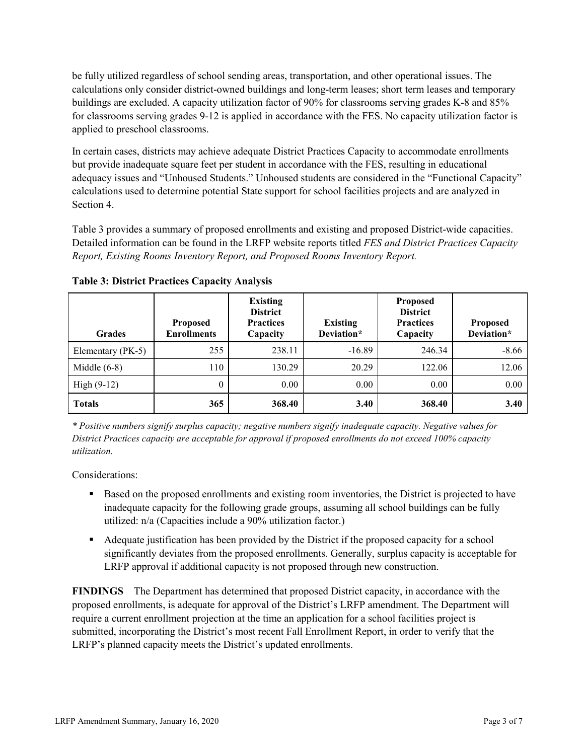be fully utilized regardless of school sending areas, transportation, and other operational issues. The calculations only consider district-owned buildings and long-term leases; short term leases and temporary buildings are excluded. A capacity utilization factor of 90% for classrooms serving grades K-8 and 85% for classrooms serving grades 9-12 is applied in accordance with the FES. No capacity utilization factor is applied to preschool classrooms.

In certain cases, districts may achieve adequate District Practices Capacity to accommodate enrollments but provide inadequate square feet per student in accordance with the FES, resulting in educational adequacy issues and "Unhoused Students." Unhoused students are considered in the "Functional Capacity" calculations used to determine potential State support for school facilities projects and are analyzed in Section 4.

Table 3 provides a summary of proposed enrollments and existing and proposed District-wide capacities. Detailed information can be found in the LRFP website reports titled *FES and District Practices Capacity Report, Existing Rooms Inventory Report, and Proposed Rooms Inventory Report.*

**Table 3: District Practices Capacity Analysis**

| Grades | Proposed Enrollments | Existing District Practices Capacity | Existing Deviation* | Proposed District Practices Capacity | Proposed Deviation* |
|---|---|---|---|---|---|
| Elementary (PK-5) | 255 | 238.11 | -16.89 | 246.34 | -8.66 |
| Middle (6-8) | 110 | 130.29 | 20.29 | 122.06 | 12.06 |
| High (9-12) | 0 | 0.00 | 0.00 | 0.00 | 0.00 |
| **Totals** | **365** | **368.40** | **3.40** | **368.40** | **3.40** |

*\* Positive numbers signify surplus capacity; negative numbers signify inadequate capacity. Negative values for District Practices capacity are acceptable for approval if proposed enrollments do not exceed 100% capacity utilization.*

Considerations:

- Based on the proposed enrollments and existing room inventories, the District is projected to have inadequate capacity for the following grade groups, assuming all school buildings can be fully utilized: n/a (Capacities include a 90% utilization factor.)
- Adequate justification has been provided by the District if the proposed capacity for a school significantly deviates from the proposed enrollments. Generally, surplus capacity is acceptable for LRFP approval if additional capacity is not proposed through new construction.

**FINDINGS** The Department has determined that proposed District capacity, in accordance with the proposed enrollments, is adequate for approval of the District's LRFP amendment. The Department will require a current enrollment projection at the time an application for a school facilities project is submitted, incorporating the District's most recent Fall Enrollment Report, in order to verify that the LRFP's planned capacity meets the District's updated enrollments.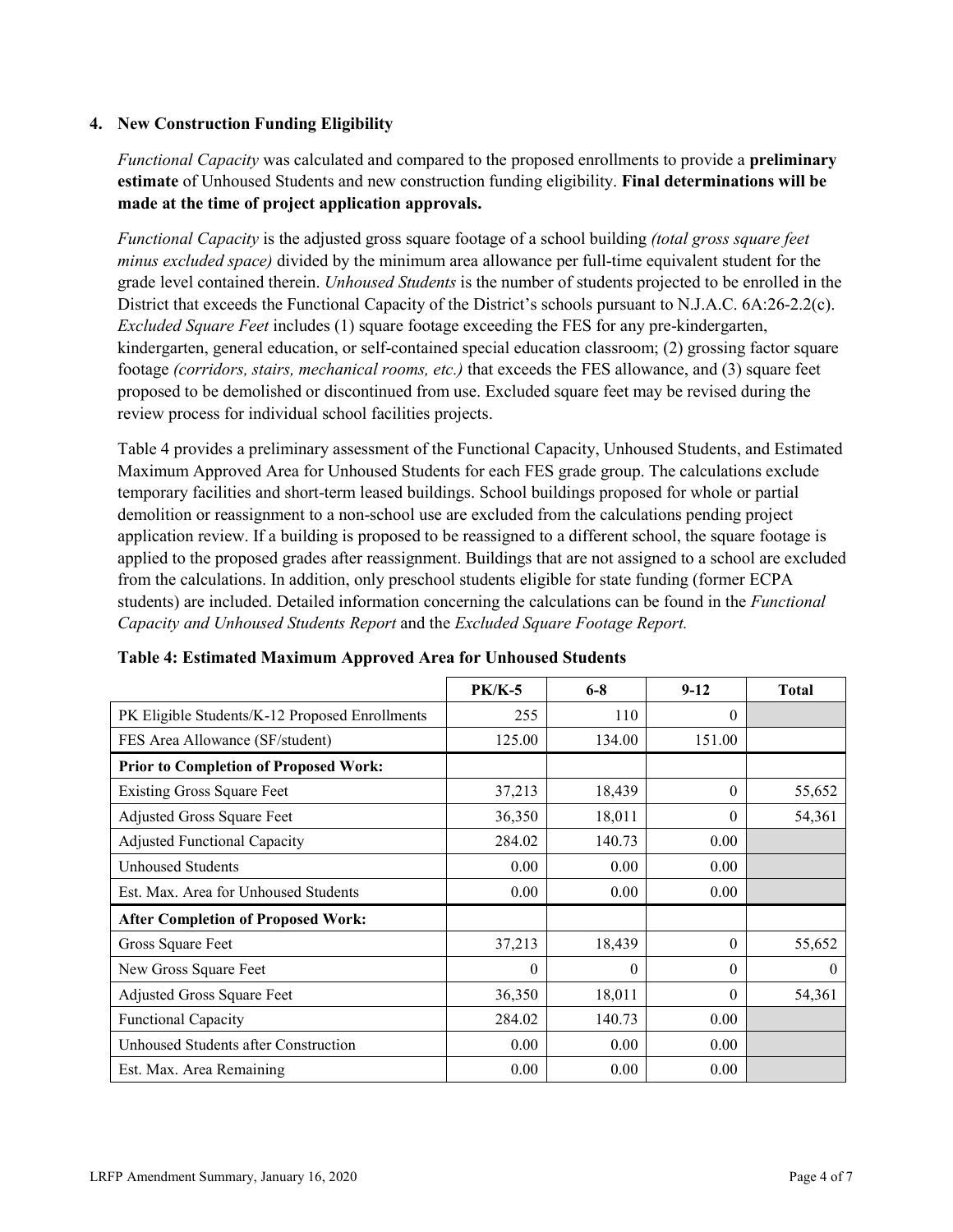## 4. New Construction Funding Eligibility

*Functional Capacity* was calculated and compared to the proposed enrollments to provide a **preliminary estimate** of Unhoused Students and new construction funding eligibility. **Final determinations will be made at the time of project application approvals.**

*Functional Capacity* is the adjusted gross square footage of a school building *(total gross square feet minus excluded space)* divided by the minimum area allowance per full-time equivalent student for the grade level contained therein. *Unhoused Students* is the number of students projected to be enrolled in the District that exceeds the Functional Capacity of the District's schools pursuant to N.J.A.C. 6A:26-2.2(c). *Excluded Square Feet* includes (1) square footage exceeding the FES for any pre-kindergarten, kindergarten, general education, or self-contained special education classroom; (2) grossing factor square footage *(corridors, stairs, mechanical rooms, etc.)* that exceeds the FES allowance, and (3) square feet proposed to be demolished or discontinued from use. Excluded square feet may be revised during the review process for individual school facilities projects.

Table 4 provides a preliminary assessment of the Functional Capacity, Unhoused Students, and Estimated Maximum Approved Area for Unhoused Students for each FES grade group. The calculations exclude temporary facilities and short-term leased buildings. School buildings proposed for whole or partial demolition or reassignment to a non-school use are excluded from the calculations pending project application review. If a building is proposed to be reassigned to a different school, the square footage is applied to the proposed grades after reassignment. Buildings that are not assigned to a school are excluded from the calculations. In addition, only preschool students eligible for state funding (former ECPA students) are included. Detailed information concerning the calculations can be found in the *Functional Capacity and Unhoused Students Report* and the *Excluded Square Footage Report.*

**Table 4: Estimated Maximum Approved Area for Unhoused Students**

| | PK/K-5 | 6-8 | 9-12 | Total |
|---|---|---|---|---|
| PK Eligible Students/K-12 Proposed Enrollments | 255 | 110 | 0 | |
| FES Area Allowance (SF/student) | 125.00 | 134.00 | 151.00 | |
| **Prior to Completion of Proposed Work:** | | | | |
| Existing Gross Square Feet | 37,213 | 18,439 | 0 | 55,652 |
| Adjusted Gross Square Feet | 36,350 | 18,011 | 0 | 54,361 |
| Adjusted Functional Capacity | 284.02 | 140.73 | 0.00 | |
| Unhoused Students | 0.00 | 0.00 | 0.00 | |
| Est. Max. Area for Unhoused Students | 0.00 | 0.00 | 0.00 | |
| **After Completion of Proposed Work:** | | | | |
| Gross Square Feet | 37,213 | 18,439 | 0 | 55,652 |
| New Gross Square Feet | 0 | 0 | 0 | 0 |
| Adjusted Gross Square Feet | 36,350 | 18,011 | 0 | 54,361 |
| Functional Capacity | 284.02 | 140.73 | 0.00 | |
| Unhoused Students after Construction | 0.00 | 0.00 | 0.00 | |
| Est. Max. Area Remaining | 0.00 | 0.00 | 0.00 | |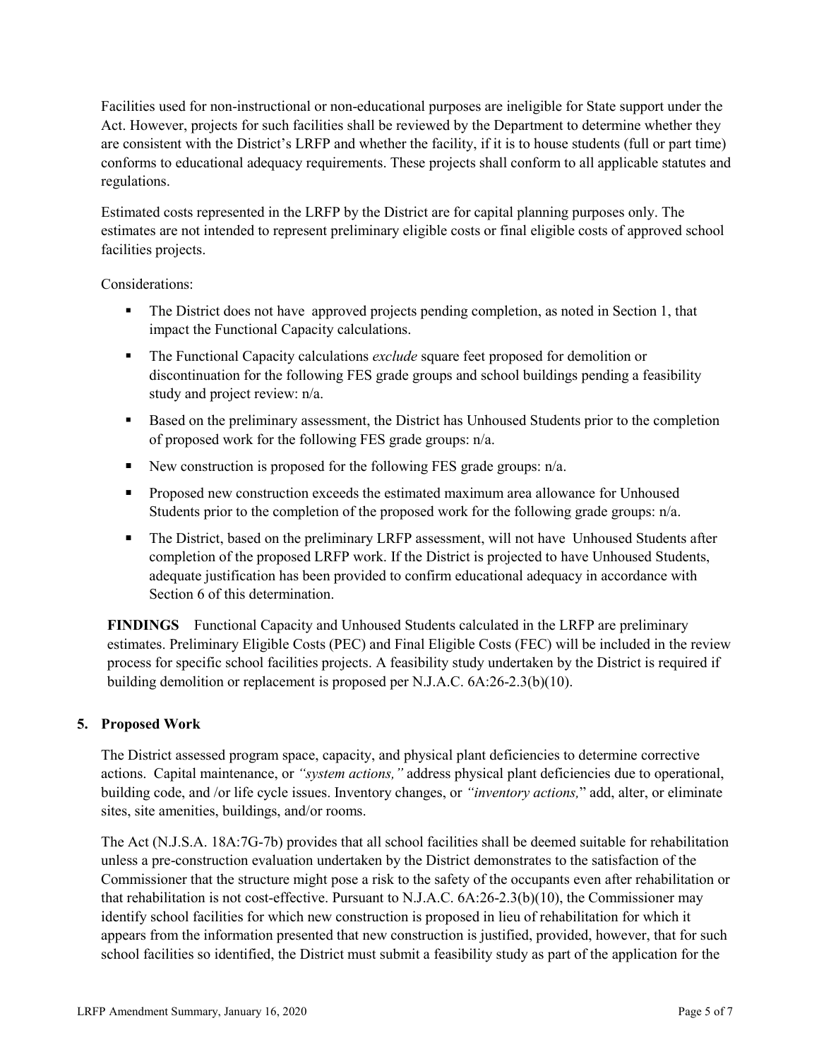Facilities used for non-instructional or non-educational purposes are ineligible for State support under the Act. However, projects for such facilities shall be reviewed by the Department to determine whether they are consistent with the District's LRFP and whether the facility, if it is to house students (full or part time) conforms to educational adequacy requirements. These projects shall conform to all applicable statutes and regulations.

Estimated costs represented in the LRFP by the District are for capital planning purposes only. The estimates are not intended to represent preliminary eligible costs or final eligible costs of approved school facilities projects.

Considerations:

- The District does not have approved projects pending completion, as noted in Section 1, that impact the Functional Capacity calculations.
- The Functional Capacity calculations *exclude* square feet proposed for demolition or discontinuation for the following FES grade groups and school buildings pending a feasibility study and project review: n/a.
- Based on the preliminary assessment, the District has Unhoused Students prior to the completion of proposed work for the following FES grade groups: n/a.
- New construction is proposed for the following FES grade groups: n/a.
- Proposed new construction exceeds the estimated maximum area allowance for Unhoused Students prior to the completion of the proposed work for the following grade groups: n/a.
- The District, based on the preliminary LRFP assessment, will not have Unhoused Students after completion of the proposed LRFP work. If the District is projected to have Unhoused Students, adequate justification has been provided to confirm educational adequacy in accordance with Section 6 of this determination.

**FINDINGS** Functional Capacity and Unhoused Students calculated in the LRFP are preliminary estimates. Preliminary Eligible Costs (PEC) and Final Eligible Costs (FEC) will be included in the review process for specific school facilities projects. A feasibility study undertaken by the District is required if building demolition or replacement is proposed per N.J.A.C. 6A:26-2.3(b)(10).

## 5. Proposed Work

The District assessed program space, capacity, and physical plant deficiencies to determine corrective actions. Capital maintenance, or *"system actions,"* address physical plant deficiencies due to operational, building code, and /or life cycle issues. Inventory changes, or *"inventory actions,"* add, alter, or eliminate sites, site amenities, buildings, and/or rooms.

The Act (N.J.S.A. 18A:7G-7b) provides that all school facilities shall be deemed suitable for rehabilitation unless a pre-construction evaluation undertaken by the District demonstrates to the satisfaction of the Commissioner that the structure might pose a risk to the safety of the occupants even after rehabilitation or that rehabilitation is not cost-effective. Pursuant to N.J.A.C. 6A:26-2.3(b)(10), the Commissioner may identify school facilities for which new construction is proposed in lieu of rehabilitation for which it appears from the information presented that new construction is justified, provided, however, that for such school facilities so identified, the District must submit a feasibility study as part of the application for the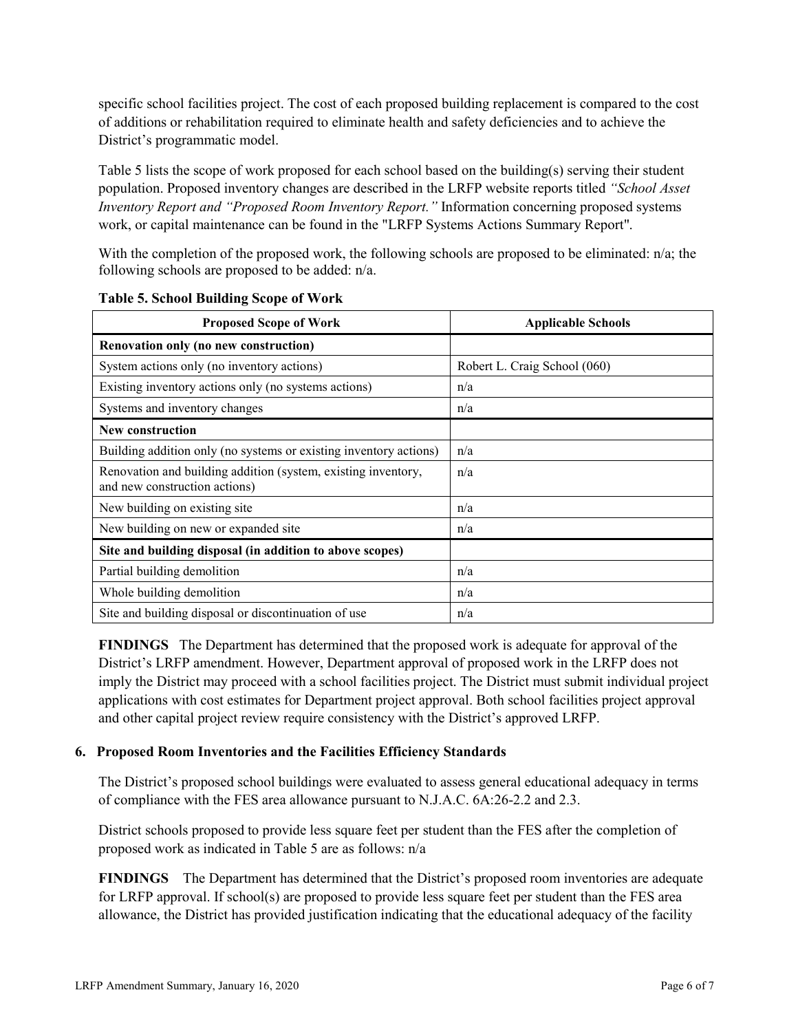specific school facilities project. The cost of each proposed building replacement is compared to the cost of additions or rehabilitation required to eliminate health and safety deficiencies and to achieve the District's programmatic model.

Table 5 lists the scope of work proposed for each school based on the building(s) serving their student population. Proposed inventory changes are described in the LRFP website reports titled *"School Asset Inventory Report and "Proposed Room Inventory Report."* Information concerning proposed systems work, or capital maintenance can be found in the "LRFP Systems Actions Summary Report".

With the completion of the proposed work, the following schools are proposed to be eliminated: n/a; the following schools are proposed to be added: n/a.

**Table 5. School Building Scope of Work**

| Proposed Scope of Work | Applicable Schools |
|---|---|
| **Renovation only (no new construction)** | |
| System actions only (no inventory actions) | Robert L. Craig School (060) |
| Existing inventory actions only (no systems actions) | n/a |
| Systems and inventory changes | n/a |
| **New construction** | |
| Building addition only (no systems or existing inventory actions) | n/a |
| Renovation and building addition (system, existing inventory, and new construction actions) | n/a |
| New building on existing site | n/a |
| New building on new or expanded site | n/a |
| **Site and building disposal (in addition to above scopes)** | |
| Partial building demolition | n/a |
| Whole building demolition | n/a |
| Site and building disposal or discontinuation of use | n/a |

**FINDINGS** The Department has determined that the proposed work is adequate for approval of the District's LRFP amendment. However, Department approval of proposed work in the LRFP does not imply the District may proceed with a school facilities project. The District must submit individual project applications with cost estimates for Department project approval. Both school facilities project approval and other capital project review require consistency with the District's approved LRFP.

### 6. Proposed Room Inventories and the Facilities Efficiency Standards

The District's proposed school buildings were evaluated to assess general educational adequacy in terms of compliance with the FES area allowance pursuant to N.J.A.C. 6A:26-2.2 and 2.3.

District schools proposed to provide less square feet per student than the FES after the completion of proposed work as indicated in Table 5 are as follows: n/a

**FINDINGS** The Department has determined that the District's proposed room inventories are adequate for LRFP approval. If school(s) are proposed to provide less square feet per student than the FES area allowance, the District has provided justification indicating that the educational adequacy of the facility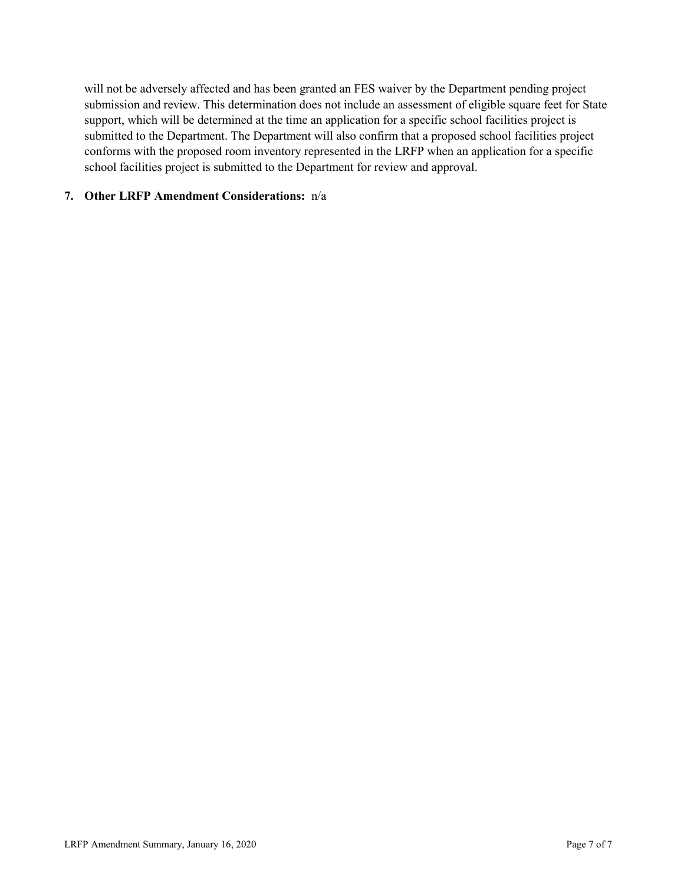will not be adversely affected and has been granted an FES waiver by the Department pending project submission and review. This determination does not include an assessment of eligible square feet for State support, which will be determined at the time an application for a specific school facilities project is submitted to the Department. The Department will also confirm that a proposed school facilities project conforms with the proposed room inventory represented in the LRFP when an application for a specific school facilities project is submitted to the Department for review and approval.

7. **Other LRFP Amendment Considerations:** n/a